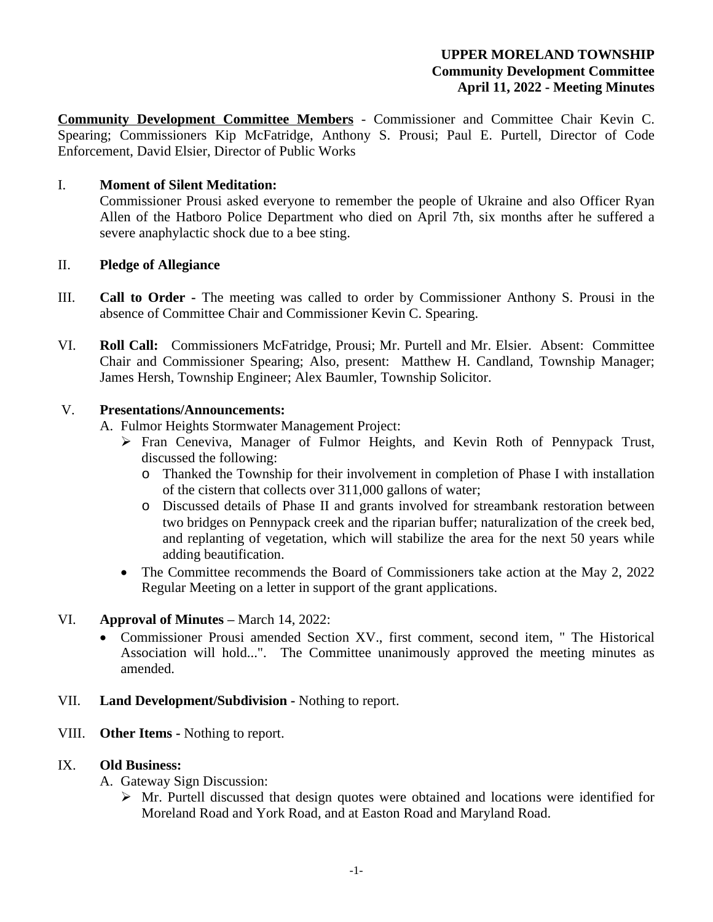**UPPER MORELAND TOWNSHIP**
**Community Development Committee**
**April 11, 2022 - Meeting Minutes**

**Community Development Committee Members** - Commissioner and Committee Chair Kevin C. Spearing; Commissioners Kip McFatridge, Anthony S. Prousi; Paul E. Purtell, Director of Code Enforcement, David Elsier, Director of Public Works

I. **Moment of Silent Meditation:**
Commissioner Prousi asked everyone to remember the people of Ukraine and also Officer Ryan Allen of the Hatboro Police Department who died on April 7th, six months after he suffered a severe anaphylactic shock due to a bee sting.

II. **Pledge of Allegiance**

III. **Call to Order -** The meeting was called to order by Commissioner Anthony S. Prousi in the absence of Committee Chair and Commissioner Kevin C. Spearing.

VI. **Roll Call:** Commissioners McFatridge, Prousi; Mr. Purtell and Mr. Elsier. Absent: Committee Chair and Commissioner Spearing; Also, present: Matthew H. Candland, Township Manager; James Hersh, Township Engineer; Alex Baumler, Township Solicitor.

V. **Presentations/Announcements:**

A. Fulmor Heights Stormwater Management Project:

- Fran Ceneviva, Manager of Fulmor Heights, and Kevin Roth of Pennypack Trust, discussed the following:
  - Thanked the Township for their involvement in completion of Phase I with installation of the cistern that collects over 311,000 gallons of water;
  - Discussed details of Phase II and grants involved for streambank restoration between two bridges on Pennypack creek and the riparian buffer; naturalization of the creek bed, and replanting of vegetation, which will stabilize the area for the next 50 years while adding beautification.
- The Committee recommends the Board of Commissioners take action at the May 2, 2022 Regular Meeting on a letter in support of the grant applications.

VI. **Approval of Minutes –** March 14, 2022:

- Commissioner Prousi amended Section XV., first comment, second item, " The Historical Association will hold...". The Committee unanimously approved the meeting minutes as amended.

VII. **Land Development/Subdivision -** Nothing to report.

VIII. **Other Items -** Nothing to report.

IX. **Old Business:**

A. Gateway Sign Discussion:

- Mr. Purtell discussed that design quotes were obtained and locations were identified for Moreland Road and York Road, and at Easton Road and Maryland Road.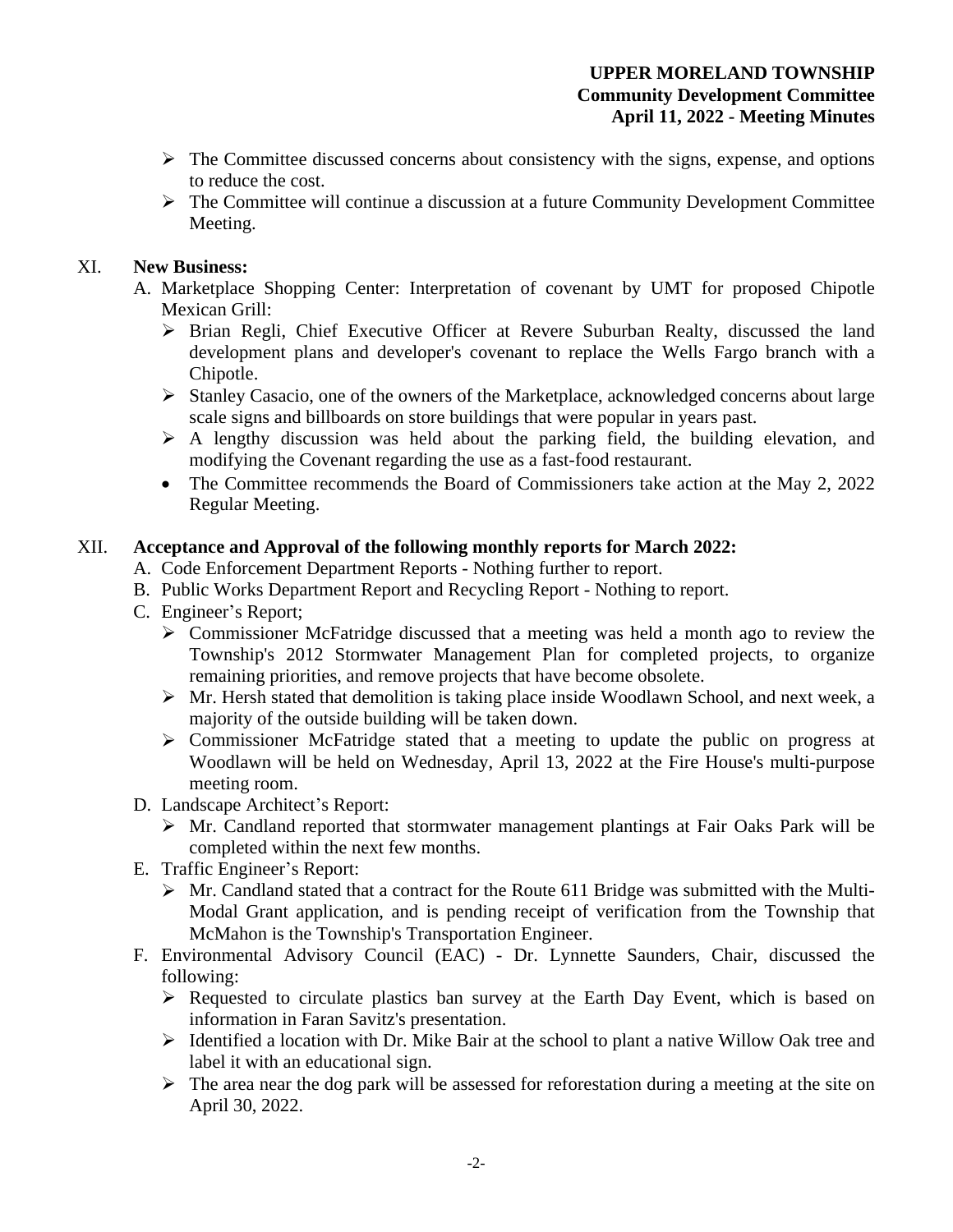- The Committee discussed concerns about consistency with the signs, expense, and options to reduce the cost.
- The Committee will continue a discussion at a future Community Development Committee Meeting.

XI. **New Business:**

A. Marketplace Shopping Center: Interpretation of covenant by UMT for proposed Chipotle Mexican Grill:

- Brian Regli, Chief Executive Officer at Revere Suburban Realty, discussed the land development plans and developer's covenant to replace the Wells Fargo branch with a Chipotle.
- Stanley Casacio, one of the owners of the Marketplace, acknowledged concerns about large scale signs and billboards on store buildings that were popular in years past.
- A lengthy discussion was held about the parking field, the building elevation, and modifying the Covenant regarding the use as a fast-food restaurant.
- The Committee recommends the Board of Commissioners take action at the May 2, 2022 Regular Meeting.

XII. **Acceptance and Approval of the following monthly reports for March 2022:**

A. Code Enforcement Department Reports - Nothing further to report.

B. Public Works Department Report and Recycling Report - Nothing to report.

C. Engineer's Report;

- Commissioner McFatridge discussed that a meeting was held a month ago to review the Township's 2012 Stormwater Management Plan for completed projects, to organize remaining priorities, and remove projects that have become obsolete.
- Mr. Hersh stated that demolition is taking place inside Woodlawn School, and next week, a majority of the outside building will be taken down.
- Commissioner McFatridge stated that a meeting to update the public on progress at Woodlawn will be held on Wednesday, April 13, 2022 at the Fire House's multi-purpose meeting room.

D. Landscape Architect's Report:

- Mr. Candland reported that stormwater management plantings at Fair Oaks Park will be completed within the next few months.

E. Traffic Engineer's Report:

- Mr. Candland stated that a contract for the Route 611 Bridge was submitted with the Multi-Modal Grant application, and is pending receipt of verification from the Township that McMahon is the Township's Transportation Engineer.

F. Environmental Advisory Council (EAC) - Dr. Lynnette Saunders, Chair, discussed the following:

- Requested to circulate plastics ban survey at the Earth Day Event, which is based on information in Faran Savitz's presentation.
- Identified a location with Dr. Mike Bair at the school to plant a native Willow Oak tree and label it with an educational sign.
- The area near the dog park will be assessed for reforestation during a meeting at the site on April 30, 2022.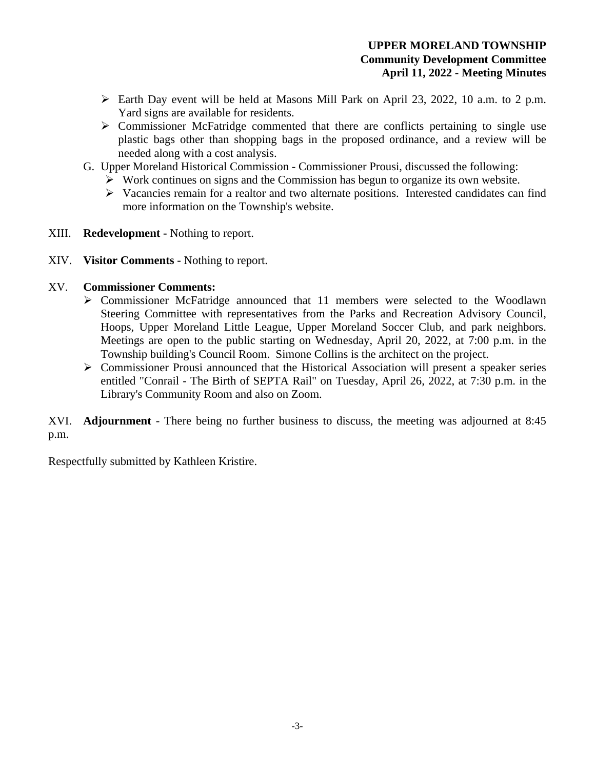- Earth Day event will be held at Masons Mill Park on April 23, 2022, 10 a.m. to 2 p.m. Yard signs are available for residents.
- Commissioner McFatridge commented that there are conflicts pertaining to single use plastic bags other than shopping bags in the proposed ordinance, and a review will be needed along with a cost analysis.

G. Upper Moreland Historical Commission - Commissioner Prousi, discussed the following:

- Work continues on signs and the Commission has begun to organize its own website.
- Vacancies remain for a realtor and two alternate positions. Interested candidates can find more information on the Township's website.

XIII. **Redevelopment -** Nothing to report.

XIV. **Visitor Comments -** Nothing to report.

XV. **Commissioner Comments:**

- Commissioner McFatridge announced that 11 members were selected to the Woodlawn Steering Committee with representatives from the Parks and Recreation Advisory Council, Hoops, Upper Moreland Little League, Upper Moreland Soccer Club, and park neighbors. Meetings are open to the public starting on Wednesday, April 20, 2022, at 7:00 p.m. in the Township building's Council Room. Simone Collins is the architect on the project.
- Commissioner Prousi announced that the Historical Association will present a speaker series entitled "Conrail - The Birth of SEPTA Rail" on Tuesday, April 26, 2022, at 7:30 p.m. in the Library's Community Room and also on Zoom.

XVI. **Adjournment** - There being no further business to discuss, the meeting was adjourned at 8:45 p.m.

Respectfully submitted by Kathleen Kristire.